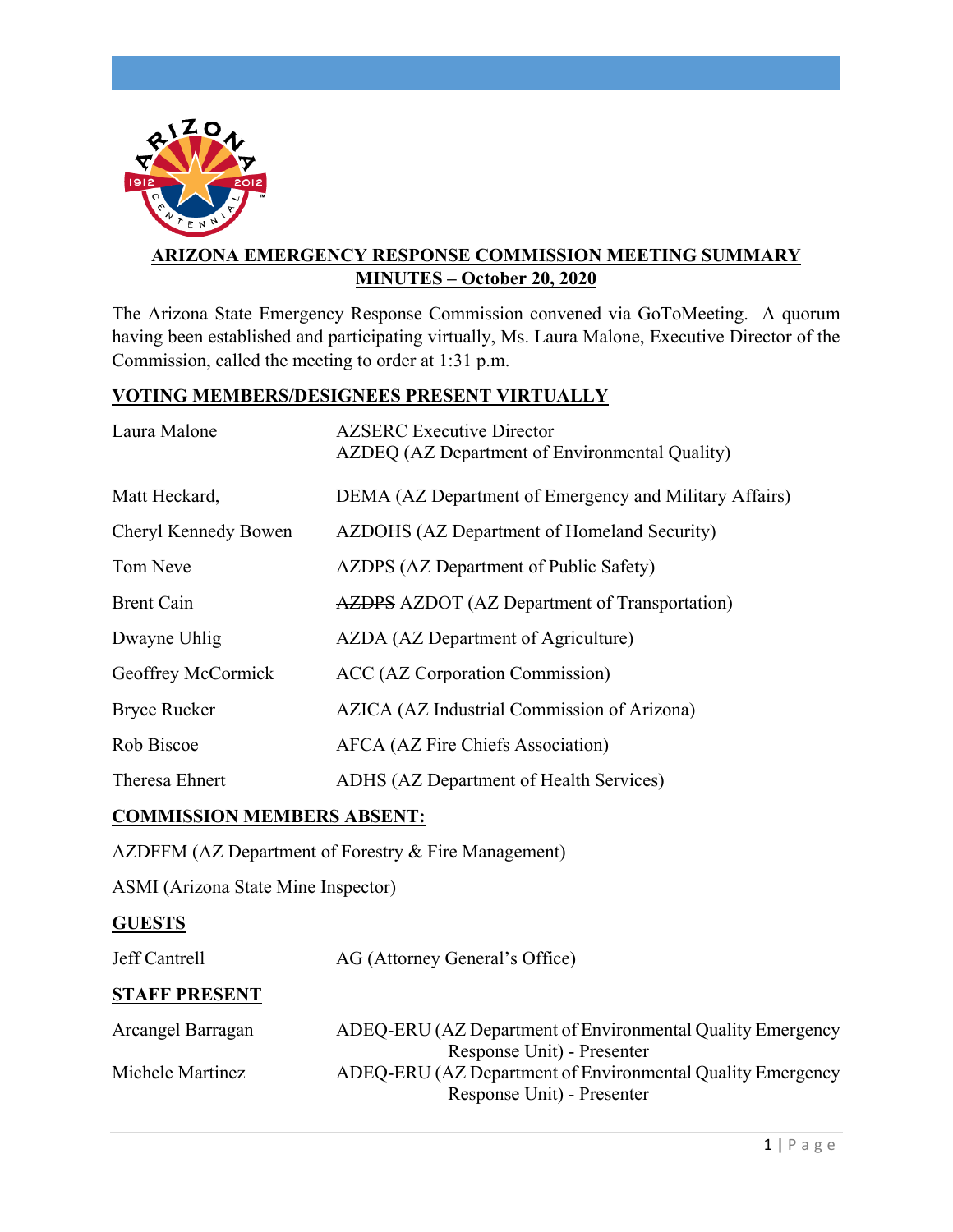# ARIZONA EMERGENCY RESPONSE COMMISSION MEETING SUMMARY MINUTES – October 20, 2020

The Arizona State Emergency Response Commission convened via GoToMeeting. A quorum having been established and participating virtually, Ms. Laura Malone, Executive Director of the Commission, called the meeting to order at 1:31 p.m.

## VOTING MEMBERS/DESIGNEES PRESENT VIRTUALLY

| | |
|---|---|
| Laura Malone | AZSERC Executive Director<br>AZDEQ (AZ Department of Environmental Quality) |
| Matt Heckard, | DEMA (AZ Department of Emergency and Military Affairs) |
| Cheryl Kennedy Bowen | AZDOHS (AZ Department of Homeland Security) |
| Tom Neve | AZDPS (AZ Department of Public Safety) |
| Brent Cain | ~~AZDPS~~ AZDOT (AZ Department of Transportation) |
| Dwayne Uhlig | AZDA (AZ Department of Agriculture) |
| Geoffrey McCormick | ACC (AZ Corporation Commission) |
| Bryce Rucker | AZICA (AZ Industrial Commission of Arizona) |
| Rob Biscoe | AFCA (AZ Fire Chiefs Association) |
| Theresa Ehnert | ADHS (AZ Department of Health Services) |

## COMMISSION MEMBERS ABSENT:

AZDFFM (AZ Department of Forestry & Fire Management)

ASMI (Arizona State Mine Inspector)

## GUESTS

| | |
|---|---|
| Jeff Cantrell | AG (Attorney General's Office) |

## STAFF PRESENT

| | |
|---|---|
| Arcangel Barragan | ADEQ-ERU (AZ Department of Environmental Quality Emergency Response Unit) - Presenter |
| Michele Martinez | ADEQ-ERU (AZ Department of Environmental Quality Emergency Response Unit) - Presenter |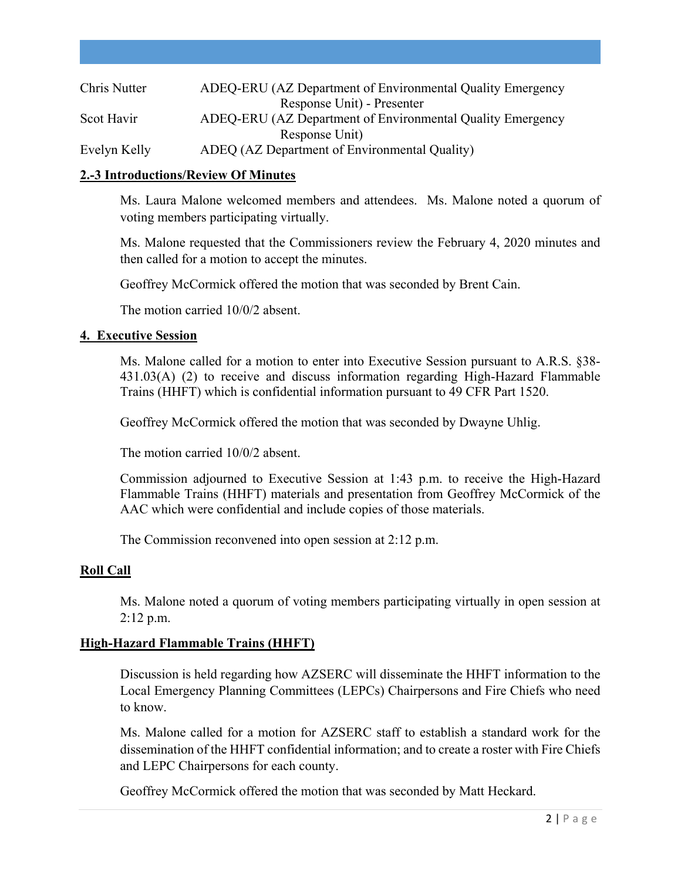| | |
|---|---|
| Chris Nutter | ADEQ-ERU (AZ Department of Environmental Quality Emergency Response Unit) - Presenter |
| Scot Havir | ADEQ-ERU (AZ Department of Environmental Quality Emergency Response Unit) |
| Evelyn Kelly | ADEQ (AZ Department of Environmental Quality) |

**2.-3 Introductions/Review Of Minutes**

Ms. Laura Malone welcomed members and attendees. Ms. Malone noted a quorum of voting members participating virtually.

Ms. Malone requested that the Commissioners review the February 4, 2020 minutes and then called for a motion to accept the minutes.

Geoffrey McCormick offered the motion that was seconded by Brent Cain.

The motion carried 10/0/2 absent.

**4. Executive Session**

Ms. Malone called for a motion to enter into Executive Session pursuant to A.R.S. §38-431.03(A) (2) to receive and discuss information regarding High-Hazard Flammable Trains (HHFT) which is confidential information pursuant to 49 CFR Part 1520.

Geoffrey McCormick offered the motion that was seconded by Dwayne Uhlig.

The motion carried 10/0/2 absent.

Commission adjourned to Executive Session at 1:43 p.m. to receive the High-Hazard Flammable Trains (HHFT) materials and presentation from Geoffrey McCormick of the AAC which were confidential and include copies of those materials.

The Commission reconvened into open session at 2:12 p.m.

**Roll Call**

Ms. Malone noted a quorum of voting members participating virtually in open session at 2:12 p.m.

**High-Hazard Flammable Trains (HHFT)**

Discussion is held regarding how AZSERC will disseminate the HHFT information to the Local Emergency Planning Committees (LEPCs) Chairpersons and Fire Chiefs who need to know.

Ms. Malone called for a motion for AZSERC staff to establish a standard work for the dissemination of the HHFT confidential information; and to create a roster with Fire Chiefs and LEPC Chairpersons for each county.

Geoffrey McCormick offered the motion that was seconded by Matt Heckard.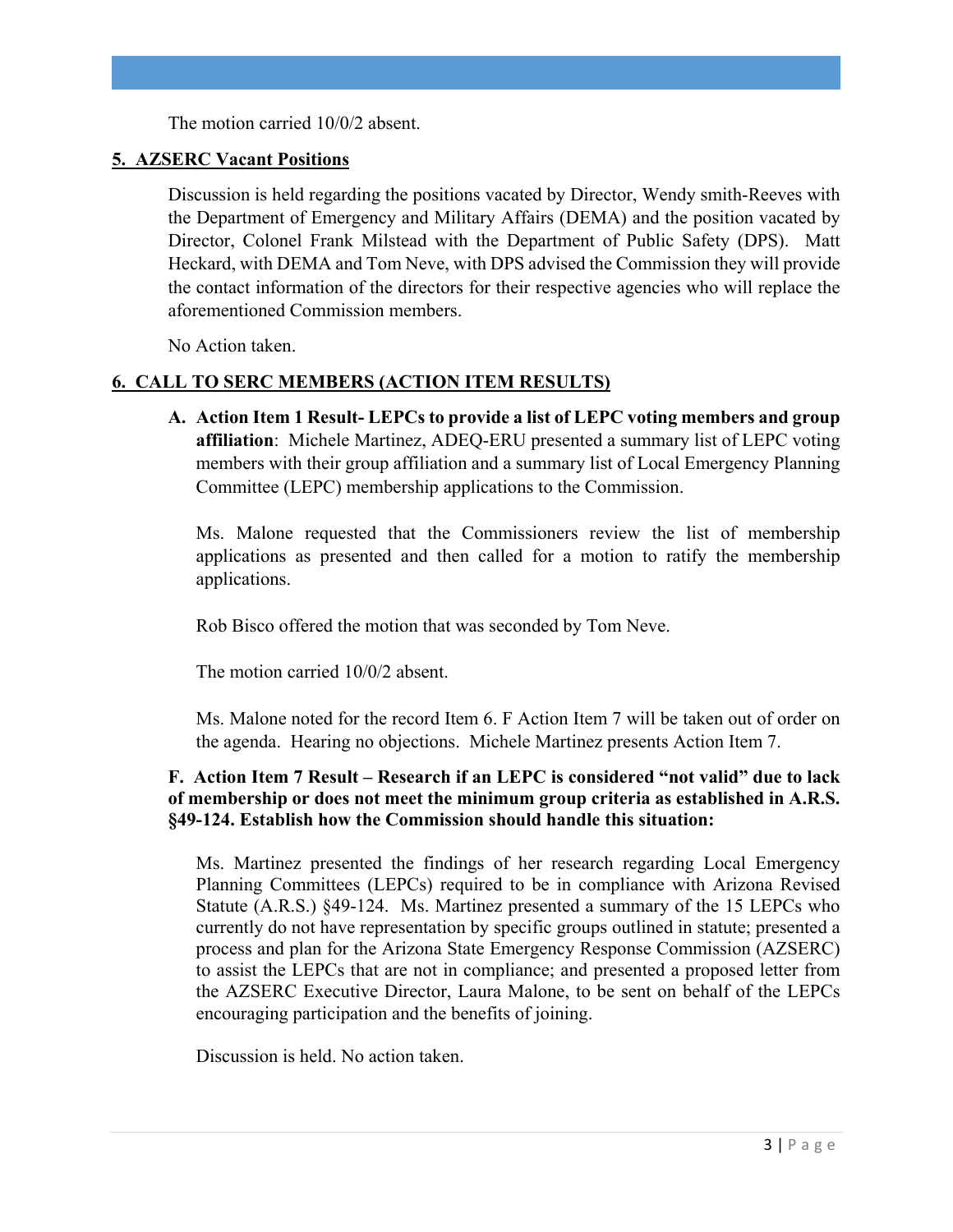The motion carried 10/0/2 absent.

## 5. AZSERC Vacant Positions

Discussion is held regarding the positions vacated by Director, Wendy smith-Reeves with the Department of Emergency and Military Affairs (DEMA) and the position vacated by Director, Colonel Frank Milstead with the Department of Public Safety (DPS). Matt Heckard, with DEMA and Tom Neve, with DPS advised the Commission they will provide the contact information of the directors for their respective agencies who will replace the aforementioned Commission members.

No Action taken.

## 6. CALL TO SERC MEMBERS (ACTION ITEM RESULTS)

**A. Action Item 1 Result- LEPCs to provide a list of LEPC voting members and group affiliation**: Michele Martinez, ADEQ-ERU presented a summary list of LEPC voting members with their group affiliation and a summary list of Local Emergency Planning Committee (LEPC) membership applications to the Commission.

Ms. Malone requested that the Commissioners review the list of membership applications as presented and then called for a motion to ratify the membership applications.

Rob Bisco offered the motion that was seconded by Tom Neve.

The motion carried 10/0/2 absent.

Ms. Malone noted for the record Item 6. F Action Item 7 will be taken out of order on the agenda. Hearing no objections. Michele Martinez presents Action Item 7.

**F. Action Item 7 Result – Research if an LEPC is considered "not valid" due to lack of membership or does not meet the minimum group criteria as established in A.R.S. §49-124. Establish how the Commission should handle this situation:**

Ms. Martinez presented the findings of her research regarding Local Emergency Planning Committees (LEPCs) required to be in compliance with Arizona Revised Statute (A.R.S.) §49-124. Ms. Martinez presented a summary of the 15 LEPCs who currently do not have representation by specific groups outlined in statute; presented a process and plan for the Arizona State Emergency Response Commission (AZSERC) to assist the LEPCs that are not in compliance; and presented a proposed letter from the AZSERC Executive Director, Laura Malone, to be sent on behalf of the LEPCs encouraging participation and the benefits of joining.

Discussion is held. No action taken.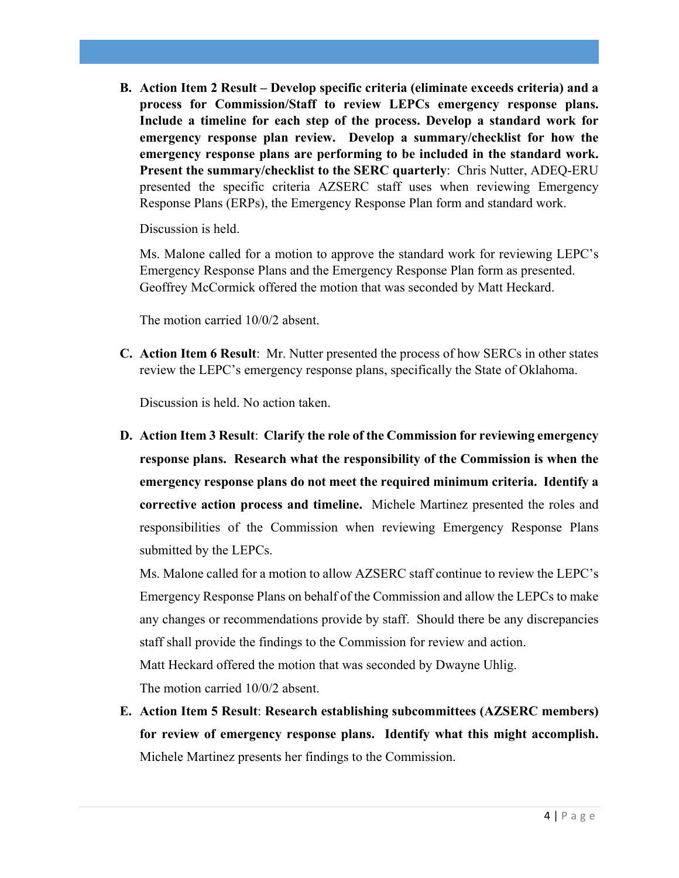B. **Action Item 2 Result – Develop specific criteria (eliminate exceeds criteria) and a process for Commission/Staff to review LEPCs emergency response plans. Include a timeline for each step of the process. Develop a standard work for emergency response plan review. Develop a summary/checklist for how the emergency response plans are performing to be included in the standard work. Present the summary/checklist to the SERC quarterly**: Chris Nutter, ADEQ-ERU presented the specific criteria AZSERC staff uses when reviewing Emergency Response Plans (ERPs), the Emergency Response Plan form and standard work.

   Discussion is held.

   Ms. Malone called for a motion to approve the standard work for reviewing LEPC's Emergency Response Plans and the Emergency Response Plan form as presented. Geoffrey McCormick offered the motion that was seconded by Matt Heckard.

   The motion carried 10/0/2 absent.

C. **Action Item 6 Result**: Mr. Nutter presented the process of how SERCs in other states review the LEPC's emergency response plans, specifically the State of Oklahoma.

   Discussion is held. No action taken.

D. **Action Item 3 Result**: **Clarify the role of the Commission for reviewing emergency response plans. Research what the responsibility of the Commission is when the emergency response plans do not meet the required minimum criteria. Identify a corrective action process and timeline.** Michele Martinez presented the roles and responsibilities of the Commission when reviewing Emergency Response Plans submitted by the LEPCs.

   Ms. Malone called for a motion to allow AZSERC staff continue to review the LEPC's Emergency Response Plans on behalf of the Commission and allow the LEPCs to make any changes or recommendations provide by staff. Should there be any discrepancies staff shall provide the findings to the Commission for review and action.

   Matt Heckard offered the motion that was seconded by Dwayne Uhlig.

   The motion carried 10/0/2 absent.

E. **Action Item 5 Result**: **Research establishing subcommittees (AZSERC members) for review of emergency response plans. Identify what this might accomplish.** Michele Martinez presents her findings to the Commission.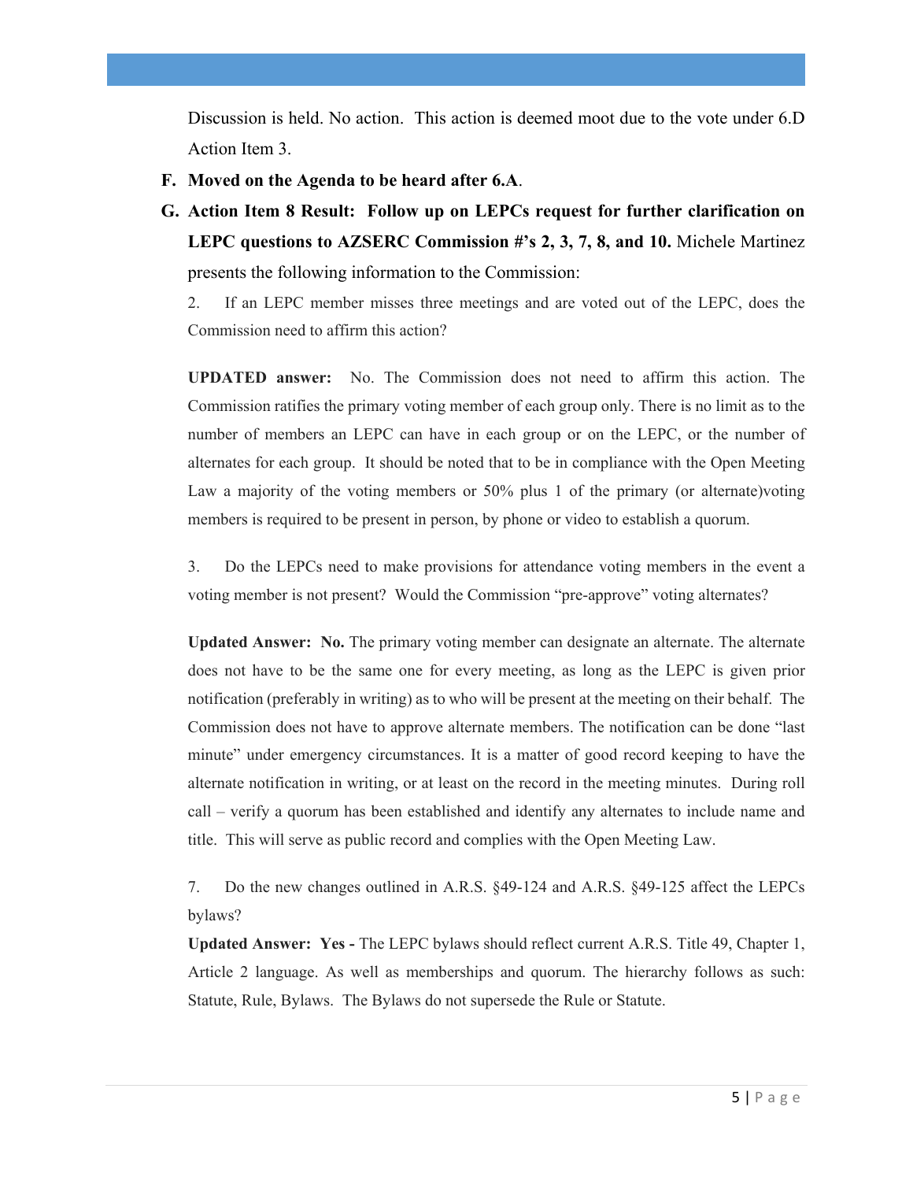Discussion is held. No action. This action is deemed moot due to the vote under 6.D Action Item 3.

F. **Moved on the Agenda to be heard after 6.A**.

G. **Action Item 8 Result: Follow up on LEPCs request for further clarification on LEPC questions to AZSERC Commission #'s 2, 3, 7, 8, and 10.** Michele Martinez presents the following information to the Commission:

2. If an LEPC member misses three meetings and are voted out of the LEPC, does the Commission need to affirm this action?

**UPDATED answer:** No. The Commission does not need to affirm this action. The Commission ratifies the primary voting member of each group only. There is no limit as to the number of members an LEPC can have in each group or on the LEPC, or the number of alternates for each group. It should be noted that to be in compliance with the Open Meeting Law a majority of the voting members or 50% plus 1 of the primary (or alternate)voting members is required to be present in person, by phone or video to establish a quorum.

3. Do the LEPCs need to make provisions for attendance voting members in the event a voting member is not present? Would the Commission "pre-approve" voting alternates?

**Updated Answer: No.** The primary voting member can designate an alternate. The alternate does not have to be the same one for every meeting, as long as the LEPC is given prior notification (preferably in writing) as to who will be present at the meeting on their behalf. The Commission does not have to approve alternate members. The notification can be done "last minute" under emergency circumstances. It is a matter of good record keeping to have the alternate notification in writing, or at least on the record in the meeting minutes. During roll call – verify a quorum has been established and identify any alternates to include name and title. This will serve as public record and complies with the Open Meeting Law.

7. Do the new changes outlined in A.R.S. §49-124 and A.R.S. §49-125 affect the LEPCs bylaws?

**Updated Answer: Yes -** The LEPC bylaws should reflect current A.R.S. Title 49, Chapter 1, Article 2 language. As well as memberships and quorum. The hierarchy follows as such: Statute, Rule, Bylaws. The Bylaws do not supersede the Rule or Statute.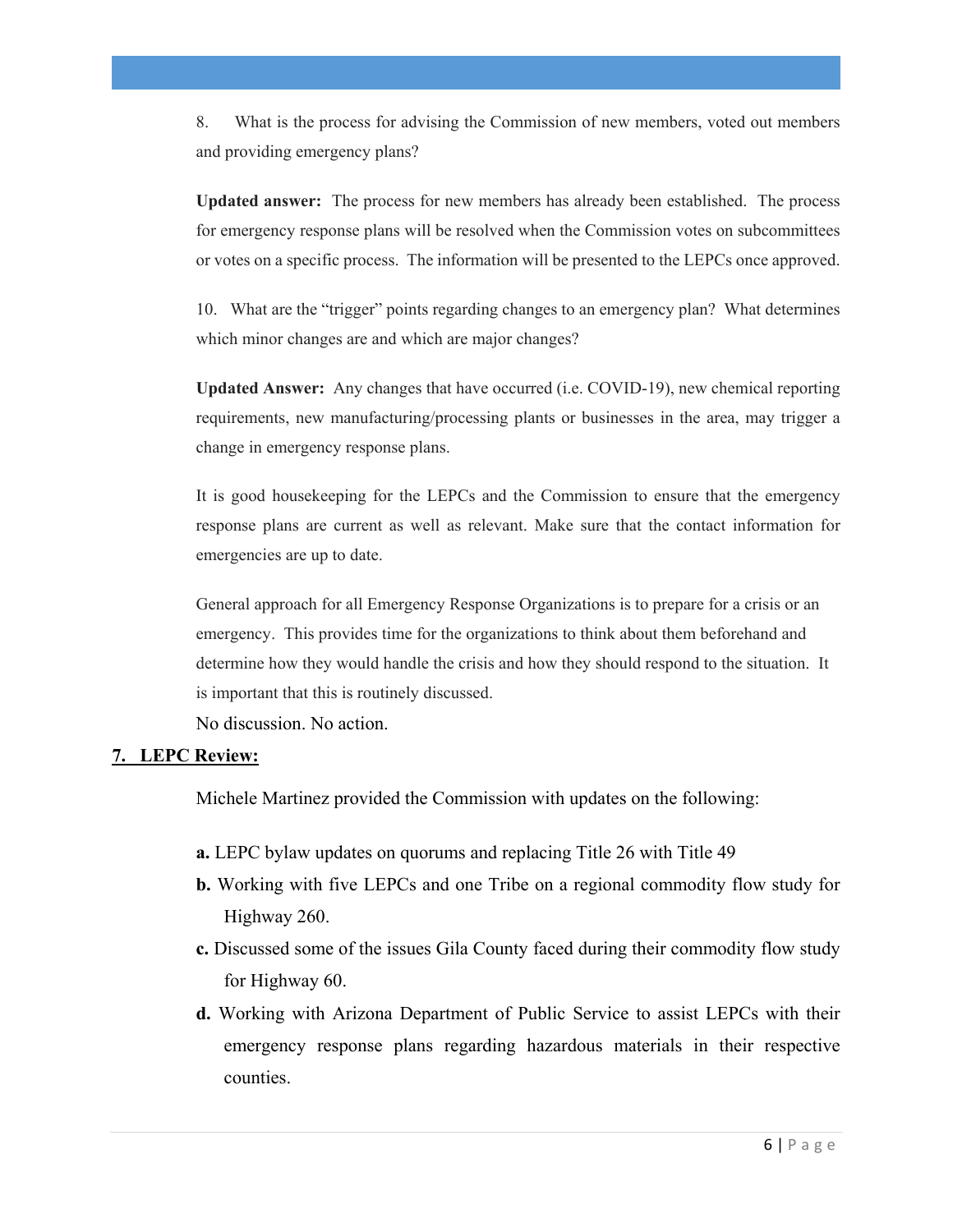8. What is the process for advising the Commission of new members, voted out members and providing emergency plans?

**Updated answer:** The process for new members has already been established. The process for emergency response plans will be resolved when the Commission votes on subcommittees or votes on a specific process. The information will be presented to the LEPCs once approved.

10. What are the "trigger" points regarding changes to an emergency plan? What determines which minor changes are and which are major changes?

**Updated Answer:** Any changes that have occurred (i.e. COVID-19), new chemical reporting requirements, new manufacturing/processing plants or businesses in the area, may trigger a change in emergency response plans.

It is good housekeeping for the LEPCs and the Commission to ensure that the emergency response plans are current as well as relevant. Make sure that the contact information for emergencies are up to date.

General approach for all Emergency Response Organizations is to prepare for a crisis or an emergency. This provides time for the organizations to think about them beforehand and determine how they would handle the crisis and how they should respond to the situation. It is important that this is routinely discussed.

No discussion. No action.

## 7. LEPC Review:

Michele Martinez provided the Commission with updates on the following:

**a.** LEPC bylaw updates on quorums and replacing Title 26 with Title 49

**b.** Working with five LEPCs and one Tribe on a regional commodity flow study for Highway 260.

**c.** Discussed some of the issues Gila County faced during their commodity flow study for Highway 60.

**d.** Working with Arizona Department of Public Service to assist LEPCs with their emergency response plans regarding hazardous materials in their respective counties.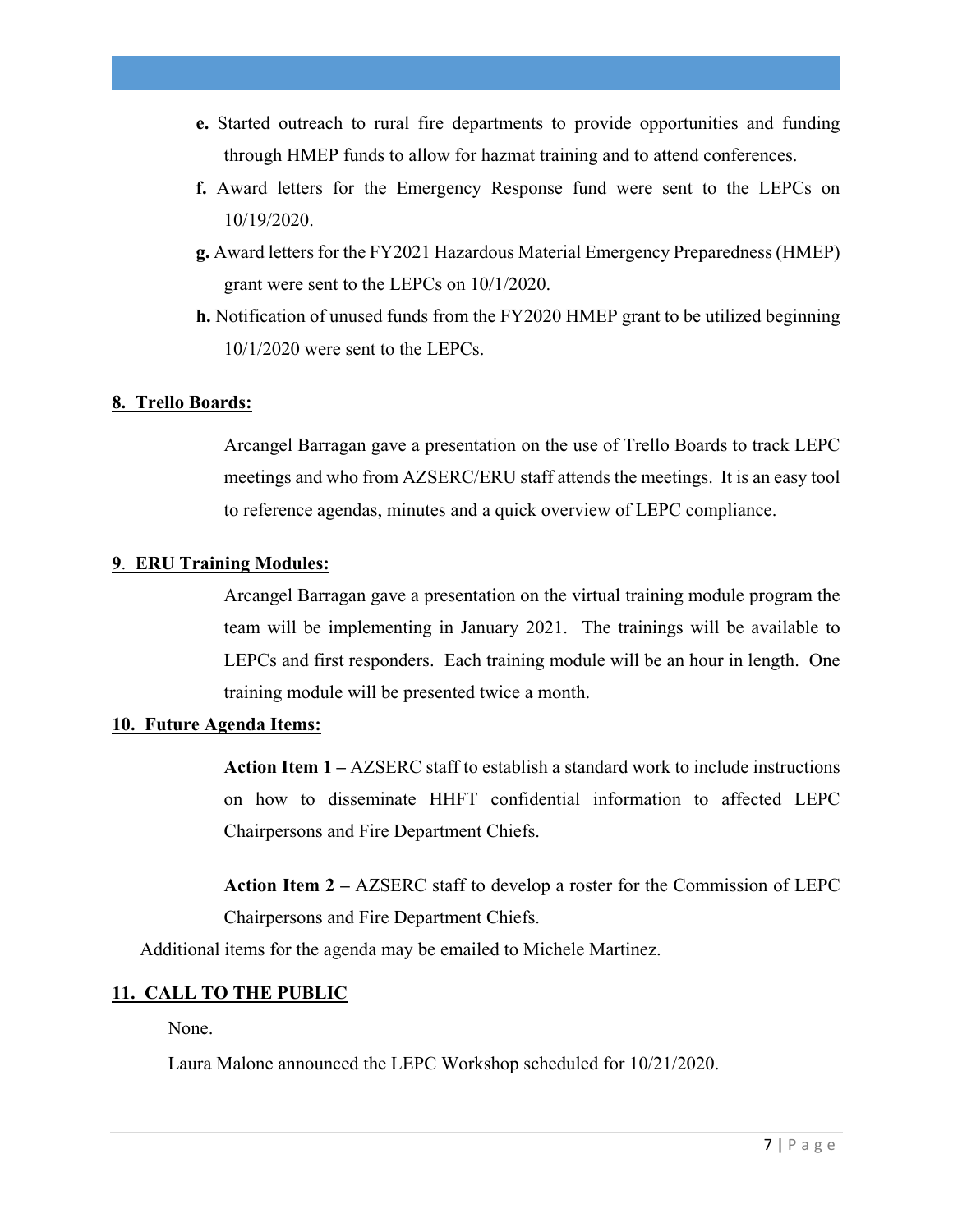**e.** Started outreach to rural fire departments to provide opportunities and funding through HMEP funds to allow for hazmat training and to attend conferences.

**f.** Award letters for the Emergency Response fund were sent to the LEPCs on 10/19/2020.

**g.** Award letters for the FY2021 Hazardous Material Emergency Preparedness (HMEP) grant were sent to the LEPCs on 10/1/2020.

**h.** Notification of unused funds from the FY2020 HMEP grant to be utilized beginning 10/1/2020 were sent to the LEPCs.

**8. Trello Boards:**

Arcangel Barragan gave a presentation on the use of Trello Boards to track LEPC meetings and who from AZSERC/ERU staff attends the meetings. It is an easy tool to reference agendas, minutes and a quick overview of LEPC compliance.

**9. ERU Training Modules:**

Arcangel Barragan gave a presentation on the virtual training module program the team will be implementing in January 2021. The trainings will be available to LEPCs and first responders. Each training module will be an hour in length. One training module will be presented twice a month.

**10. Future Agenda Items:**

**Action Item 1 –** AZSERC staff to establish a standard work to include instructions on how to disseminate HHFT confidential information to affected LEPC Chairpersons and Fire Department Chiefs.

**Action Item 2 –** AZSERC staff to develop a roster for the Commission of LEPC Chairpersons and Fire Department Chiefs.

Additional items for the agenda may be emailed to Michele Martinez.

**11. CALL TO THE PUBLIC**

None.

Laura Malone announced the LEPC Workshop scheduled for 10/21/2020.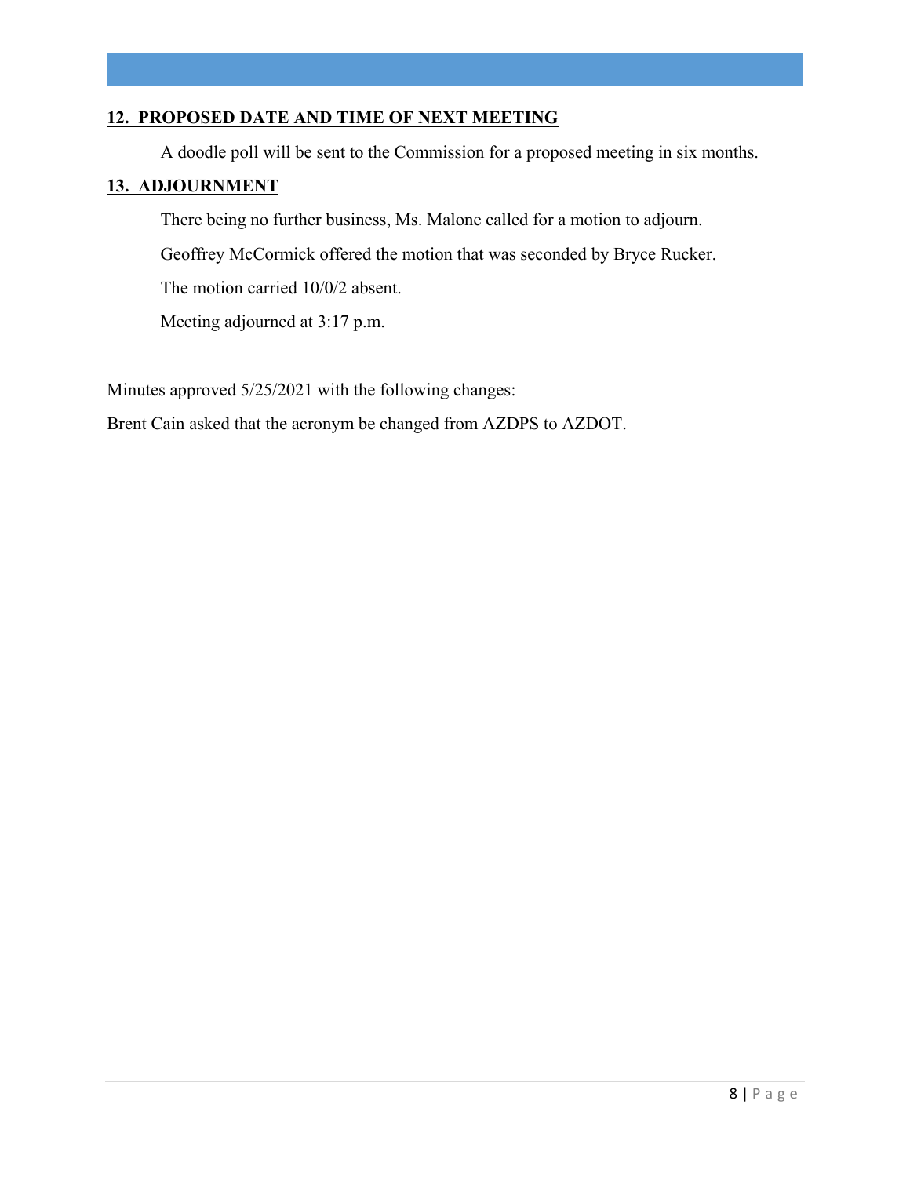## 12. PROPOSED DATE AND TIME OF NEXT MEETING

A doodle poll will be sent to the Commission for a proposed meeting in six months.

## 13. ADJOURNMENT

There being no further business, Ms. Malone called for a motion to adjourn.

Geoffrey McCormick offered the motion that was seconded by Bryce Rucker.

The motion carried 10/0/2 absent.

Meeting adjourned at 3:17 p.m.

Minutes approved 5/25/2021 with the following changes:

Brent Cain asked that the acronym be changed from AZDPS to AZDOT.